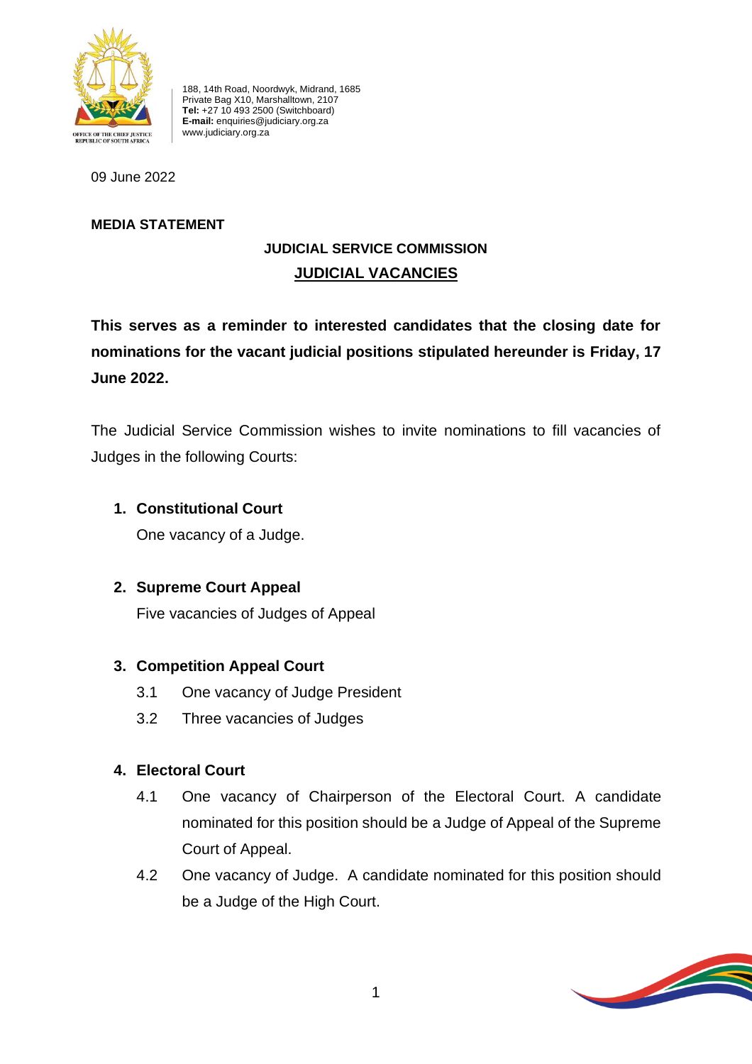OFFICE OF THE CHIEF JUSTICE
REPUBLIC OF SOUTH AFRICA

188, 14th Road, Noordwyk, Midrand, 1685
Private Bag X10, Marshalltown, 2107
**Tel:** +27 10 493 2500 (Switchboard)
**E-mail:** enquiries@judiciary.org.za
www.judiciary.org.za

09 June 2022

**MEDIA STATEMENT**

## JUDICIAL SERVICE COMMISSION

## JUDICIAL VACANCIES

**This serves as a reminder to interested candidates that the closing date for nominations for the vacant judicial positions stipulated hereunder is Friday, 17 June 2022.**

The Judicial Service Commission wishes to invite nominations to fill vacancies of Judges in the following Courts:

1. **Constitutional Court**

   One vacancy of a Judge.

2. **Supreme Court Appeal**

   Five vacancies of Judges of Appeal

3. **Competition Appeal Court**

   3.1 One vacancy of Judge President

   3.2 Three vacancies of Judges

4. **Electoral Court**

   4.1 One vacancy of Chairperson of the Electoral Court. A candidate nominated for this position should be a Judge of Appeal of the Supreme Court of Appeal.

   4.2 One vacancy of Judge. A candidate nominated for this position should be a Judge of the High Court.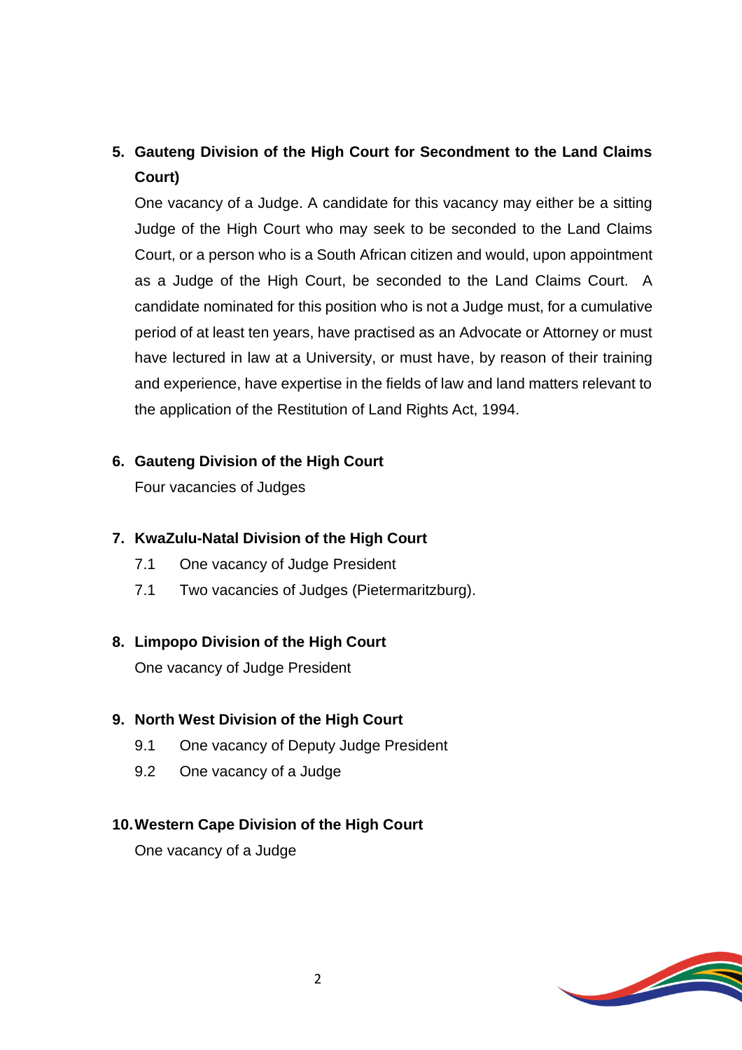5. **Gauteng Division of the High Court for Secondment to the Land Claims Court)**

   One vacancy of a Judge. A candidate for this vacancy may either be a sitting Judge of the High Court who may seek to be seconded to the Land Claims Court, or a person who is a South African citizen and would, upon appointment as a Judge of the High Court, be seconded to the Land Claims Court. A candidate nominated for this position who is not a Judge must, for a cumulative period of at least ten years, have practised as an Advocate or Attorney or must have lectured in law at a University, or must have, by reason of their training and experience, have expertise in the fields of law and land matters relevant to the application of the Restitution of Land Rights Act, 1994.

6. **Gauteng Division of the High Court**

   Four vacancies of Judges

7. **KwaZulu-Natal Division of the High Court**

   7.1 One vacancy of Judge President

   7.1 Two vacancies of Judges (Pietermaritzburg).

8. **Limpopo Division of the High Court**

   One vacancy of Judge President

9. **North West Division of the High Court**

   9.1 One vacancy of Deputy Judge President

   9.2 One vacancy of a Judge

10. **Western Cape Division of the High Court**

    One vacancy of a Judge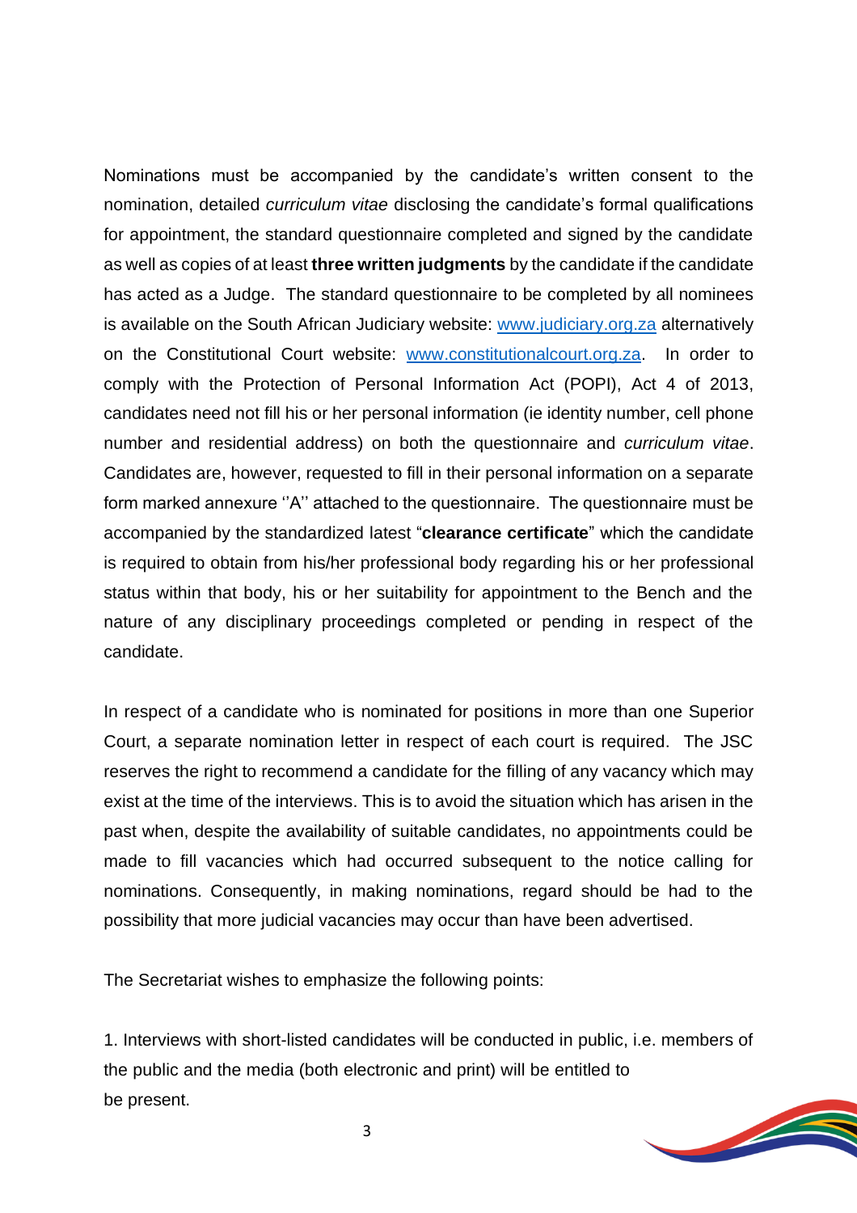Nominations must be accompanied by the candidate's written consent to the nomination, detailed *curriculum vitae* disclosing the candidate's formal qualifications for appointment, the standard questionnaire completed and signed by the candidate as well as copies of at least **three written judgments** by the candidate if the candidate has acted as a Judge. The standard questionnaire to be completed by all nominees is available on the South African Judiciary website: www.judiciary.org.za alternatively on the Constitutional Court website: www.constitutionalcourt.org.za. In order to comply with the Protection of Personal Information Act (POPI), Act 4 of 2013, candidates need not fill his or her personal information (ie identity number, cell phone number and residential address) on both the questionnaire and *curriculum vitae*. Candidates are, however, requested to fill in their personal information on a separate form marked annexure ''A'' attached to the questionnaire. The questionnaire must be accompanied by the standardized latest "**clearance certificate**" which the candidate is required to obtain from his/her professional body regarding his or her professional status within that body, his or her suitability for appointment to the Bench and the nature of any disciplinary proceedings completed or pending in respect of the candidate.

In respect of a candidate who is nominated for positions in more than one Superior Court, a separate nomination letter in respect of each court is required. The JSC reserves the right to recommend a candidate for the filling of any vacancy which may exist at the time of the interviews. This is to avoid the situation which has arisen in the past when, despite the availability of suitable candidates, no appointments could be made to fill vacancies which had occurred subsequent to the notice calling for nominations. Consequently, in making nominations, regard should be had to the possibility that more judicial vacancies may occur than have been advertised.

The Secretariat wishes to emphasize the following points:

1. Interviews with short-listed candidates will be conducted in public, i.e. members of the public and the media (both electronic and print) will be entitled to be present.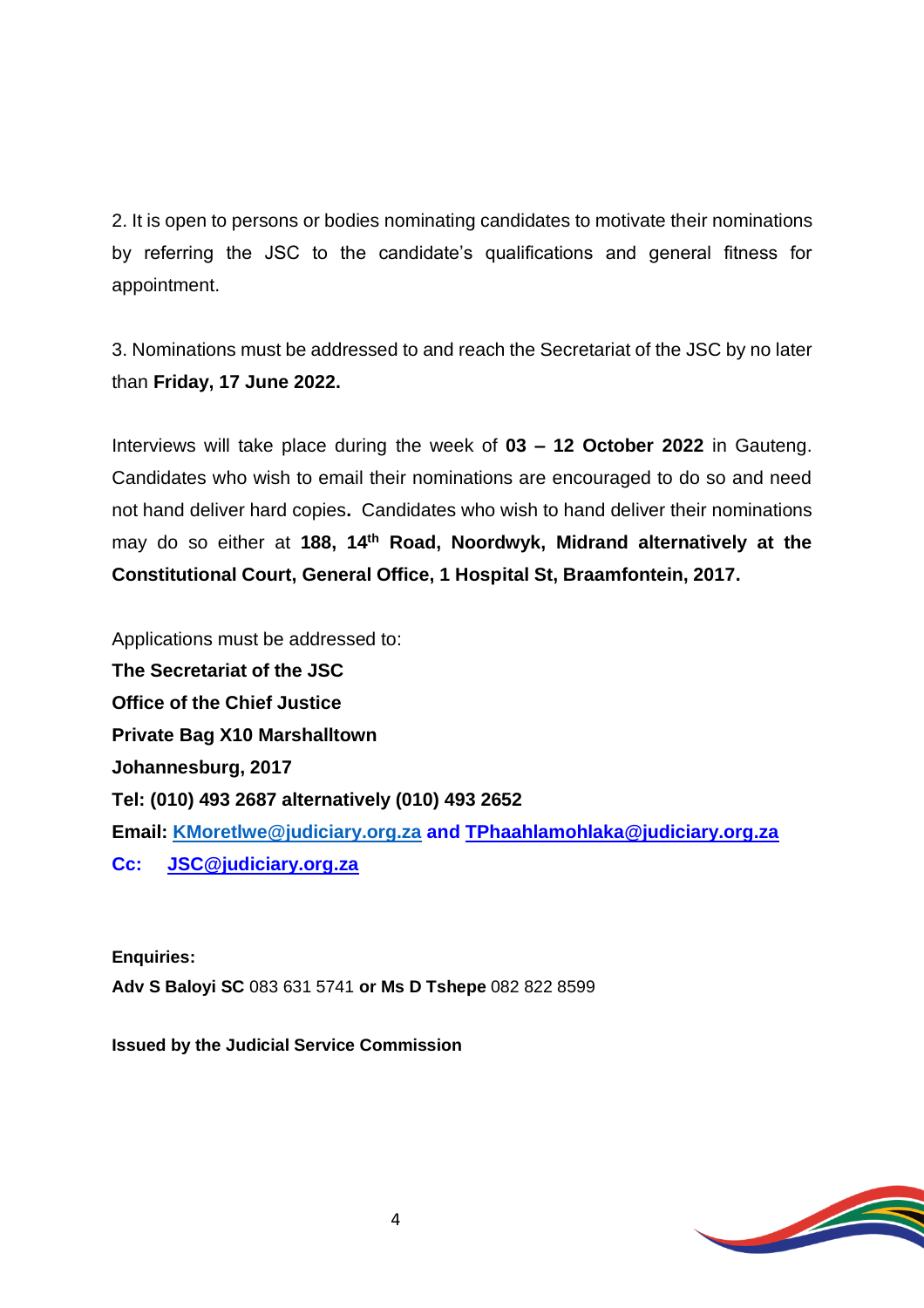2. It is open to persons or bodies nominating candidates to motivate their nominations by referring the JSC to the candidate's qualifications and general fitness for appointment.

3. Nominations must be addressed to and reach the Secretariat of the JSC by no later than **Friday, 17 June 2022.**

Interviews will take place during the week of **03 – 12 October 2022** in Gauteng. Candidates who wish to email their nominations are encouraged to do so and need not hand deliver hard copies**.** Candidates who wish to hand deliver their nominations may do so either at **188, 14th Road, Noordwyk, Midrand alternatively at the Constitutional Court, General Office, 1 Hospital St, Braamfontein, 2017.**

Applications must be addressed to:
**The Secretariat of the JSC**
**Office of the Chief Justice**
**Private Bag X10 Marshalltown**
**Johannesburg, 2017**
**Tel: (010) 493 2687 alternatively (010) 493 2652**
**Email: KMoretlwe@judiciary.org.za and TPhaahlamohlaka@judiciary.org.za**
**Cc: JSC@judiciary.org.za**

**Enquiries:**
**Adv S Baloyi SC** 083 631 5741 **or Ms D Tshepe** 082 822 8599

**Issued by the Judicial Service Commission**